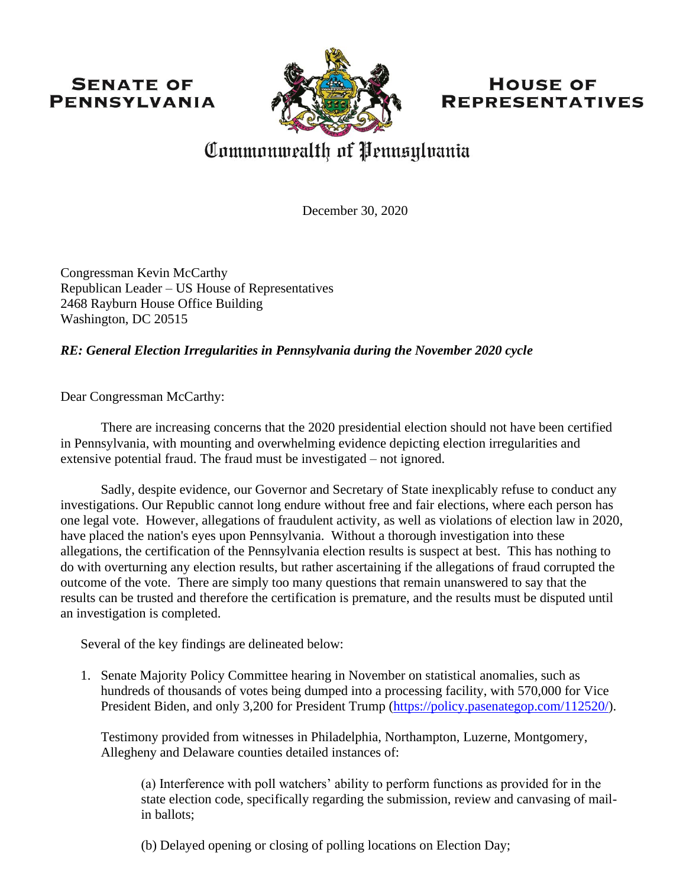**SENATE OF PENNSYLVANIA**

**HOUSE OF REPRESENTATIVES**

Commonwealth of Pennsylvania

December 30, 2020

Congressman Kevin McCarthy
Republican Leader – US House of Representatives
2468 Rayburn House Office Building
Washington, DC 20515

***RE: General Election Irregularities in Pennsylvania during the November 2020 cycle***

Dear Congressman McCarthy:

There are increasing concerns that the 2020 presidential election should not have been certified in Pennsylvania, with mounting and overwhelming evidence depicting election irregularities and extensive potential fraud. The fraud must be investigated – not ignored.

Sadly, despite evidence, our Governor and Secretary of State inexplicably refuse to conduct any investigations. Our Republic cannot long endure without free and fair elections, where each person has one legal vote. However, allegations of fraudulent activity, as well as violations of election law in 2020, have placed the nation's eyes upon Pennsylvania. Without a thorough investigation into these allegations, the certification of the Pennsylvania election results is suspect at best. This has nothing to do with overturning any election results, but rather ascertaining if the allegations of fraud corrupted the outcome of the vote. There are simply too many questions that remain unanswered to say that the results can be trusted and therefore the certification is premature, and the results must be disputed until an investigation is completed.

Several of the key findings are delineated below:

1. Senate Majority Policy Committee hearing in November on statistical anomalies, such as hundreds of thousands of votes being dumped into a processing facility, with 570,000 for Vice President Biden, and only 3,200 for President Trump (https://policy.pasenategop.com/112520/).

   Testimony provided from witnesses in Philadelphia, Northampton, Luzerne, Montgomery, Allegheny and Delaware counties detailed instances of:

   > (a) Interference with poll watchers' ability to perform functions as provided for in the state election code, specifically regarding the submission, review and canvasing of mail-in ballots;
   >
   > (b) Delayed opening or closing of polling locations on Election Day;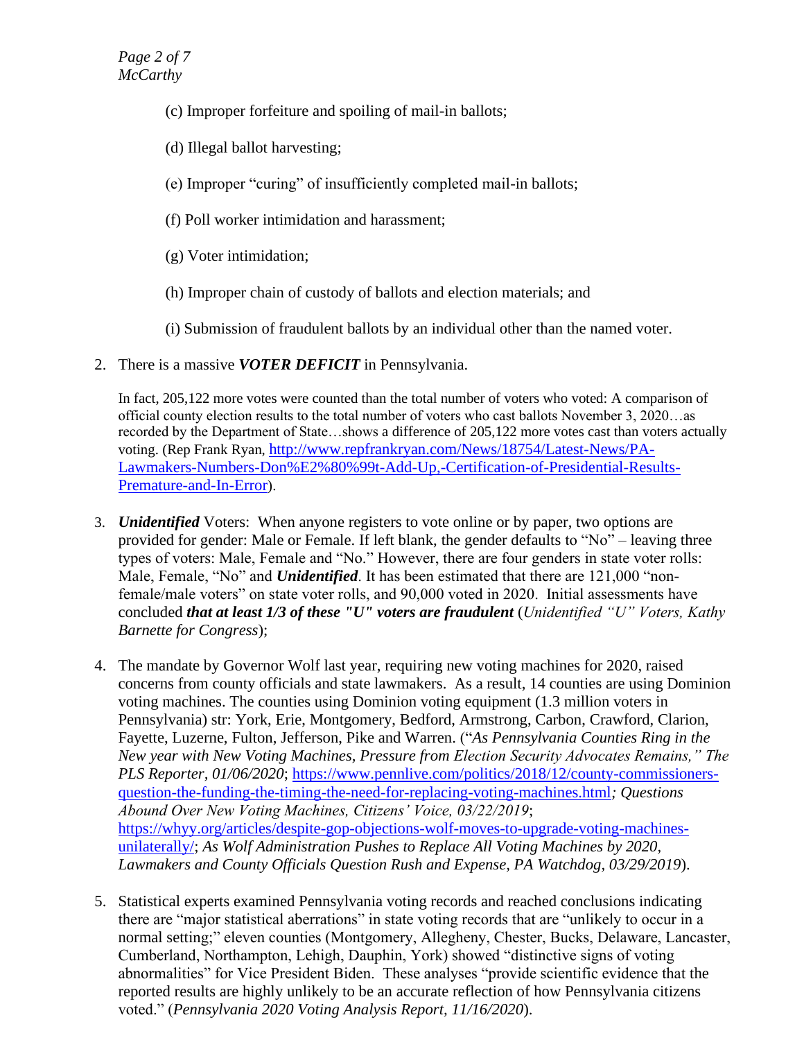(c) Improper forfeiture and spoiling of mail-in ballots;

(d) Illegal ballot harvesting;

(e) Improper "curing" of insufficiently completed mail-in ballots;

(f) Poll worker intimidation and harassment;

(g) Voter intimidation;

(h) Improper chain of custody of ballots and election materials; and

(i) Submission of fraudulent ballots by an individual other than the named voter.

2. There is a massive ***VOTER DEFICIT*** in Pennsylvania.

   In fact, 205,122 more votes were counted than the total number of voters who voted: A comparison of official county election results to the total number of voters who cast ballots November 3, 2020…as recorded by the Department of State…shows a difference of 205,122 more votes cast than voters actually voting. (Rep Frank Ryan, http://www.repfrankryan.com/News/18754/Latest-News/PA-Lawmakers-Numbers-Don%E2%80%99t-Add-Up,-Certification-of-Presidential-Results-Premature-and-In-Error).

3. ***Unidentified*** Voters: When anyone registers to vote online or by paper, two options are provided for gender: Male or Female. If left blank, the gender defaults to "No" – leaving three types of voters: Male, Female and "No." However, there are four genders in state voter rolls: Male, Female, "No" and ***Unidentified***. It has been estimated that there are 121,000 "non-female/male voters" on state voter rolls, and 90,000 voted in 2020. Initial assessments have concluded ***that at least 1/3 of these "U" voters are fraudulent*** (*Unidentified "U" Voters, Kathy Barnette for Congress*);

4. The mandate by Governor Wolf last year, requiring new voting machines for 2020, raised concerns from county officials and state lawmakers. As a result, 14 counties are using Dominion voting machines. The counties using Dominion voting equipment (1.3 million voters in Pennsylvania) str: York, Erie, Montgomery, Bedford, Armstrong, Carbon, Crawford, Clarion, Fayette, Luzerne, Fulton, Jefferson, Pike and Warren. ("*As Pennsylvania Counties Ring in the New year with New Voting Machines, Pressure from Election Security Advocates Remains," The PLS Reporter, 01/06/2020*; https://www.pennlive.com/politics/2018/12/county-commissioners-question-the-funding-the-timing-the-need-for-replacing-voting-machines.html*; Questions Abound Over New Voting Machines, Citizens' Voice, 03/22/2019*; https://whyy.org/articles/despite-gop-objections-wolf-moves-to-upgrade-voting-machines-unilaterally/; *As Wolf Administration Pushes to Replace All Voting Machines by 2020, Lawmakers and County Officials Question Rush and Expense, PA Watchdog, 03/29/2019*).

5. Statistical experts examined Pennsylvania voting records and reached conclusions indicating there are "major statistical aberrations" in state voting records that are "unlikely to occur in a normal setting;" eleven counties (Montgomery, Allegheny, Chester, Bucks, Delaware, Lancaster, Cumberland, Northampton, Lehigh, Dauphin, York) showed "distinctive signs of voting abnormalities" for Vice President Biden. These analyses "provide scientific evidence that the reported results are highly unlikely to be an accurate reflection of how Pennsylvania citizens voted." (*Pennsylvania 2020 Voting Analysis Report, 11/16/2020*).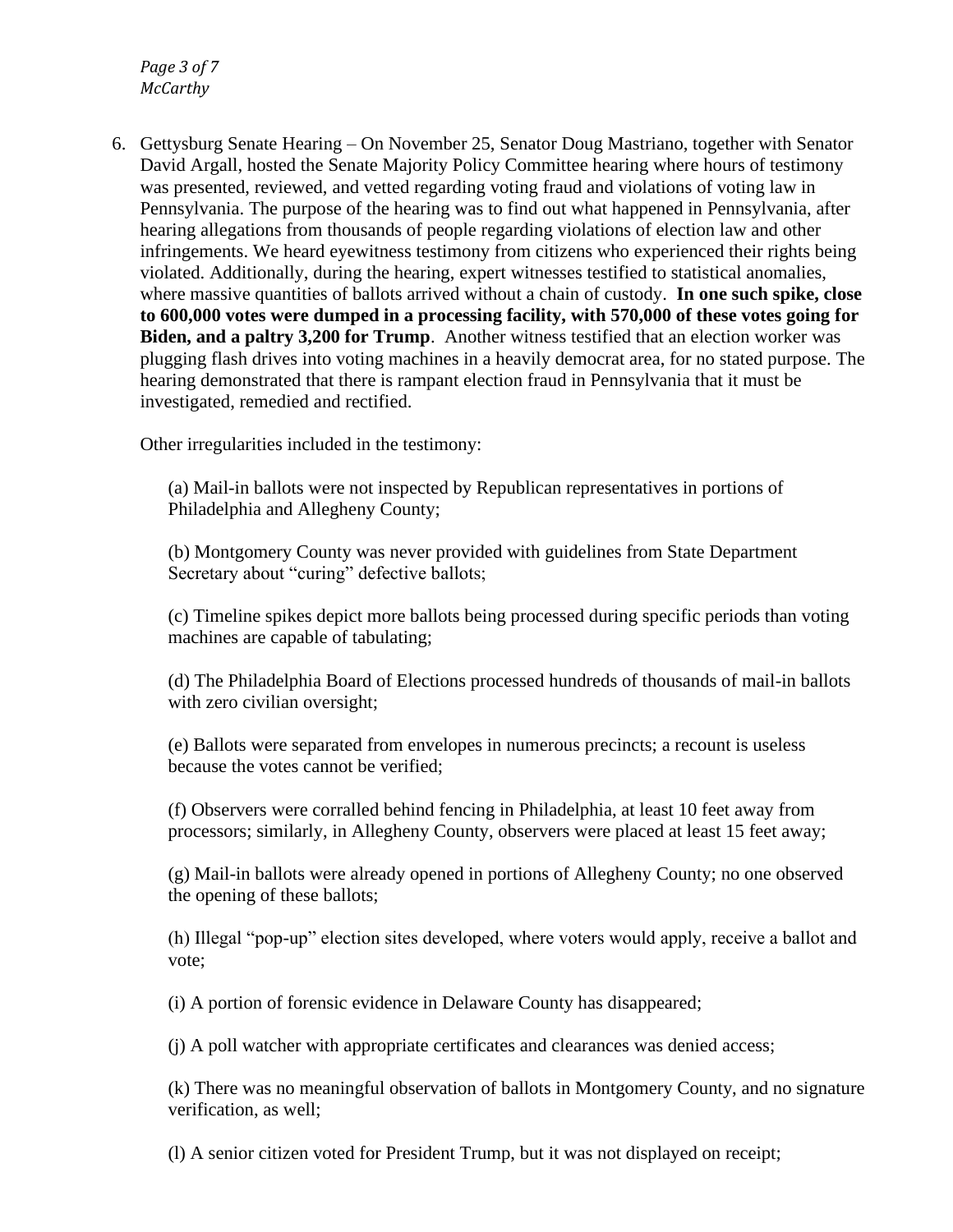6. Gettysburg Senate Hearing – On November 25, Senator Doug Mastriano, together with Senator David Argall, hosted the Senate Majority Policy Committee hearing where hours of testimony was presented, reviewed, and vetted regarding voting fraud and violations of voting law in Pennsylvania. The purpose of the hearing was to find out what happened in Pennsylvania, after hearing allegations from thousands of people regarding violations of election law and other infringements. We heard eyewitness testimony from citizens who experienced their rights being violated. Additionally, during the hearing, expert witnesses testified to statistical anomalies, where massive quantities of ballots arrived without a chain of custody. **In one such spike, close to 600,000 votes were dumped in a processing facility, with 570,000 of these votes going for Biden, and a paltry 3,200 for Trump**. Another witness testified that an election worker was plugging flash drives into voting machines in a heavily democrat area, for no stated purpose. The hearing demonstrated that there is rampant election fraud in Pennsylvania that it must be investigated, remedied and rectified.

   Other irregularities included in the testimony:

   (a) Mail-in ballots were not inspected by Republican representatives in portions of Philadelphia and Allegheny County;

   (b) Montgomery County was never provided with guidelines from State Department Secretary about "curing" defective ballots;

   (c) Timeline spikes depict more ballots being processed during specific periods than voting machines are capable of tabulating;

   (d) The Philadelphia Board of Elections processed hundreds of thousands of mail-in ballots with zero civilian oversight;

   (e) Ballots were separated from envelopes in numerous precincts; a recount is useless because the votes cannot be verified;

   (f) Observers were corralled behind fencing in Philadelphia, at least 10 feet away from processors; similarly, in Allegheny County, observers were placed at least 15 feet away;

   (g) Mail-in ballots were already opened in portions of Allegheny County; no one observed the opening of these ballots;

   (h) Illegal "pop-up" election sites developed, where voters would apply, receive a ballot and vote;

   (i) A portion of forensic evidence in Delaware County has disappeared;

   (j) A poll watcher with appropriate certificates and clearances was denied access;

   (k) There was no meaningful observation of ballots in Montgomery County, and no signature verification, as well;

   (l) A senior citizen voted for President Trump, but it was not displayed on receipt;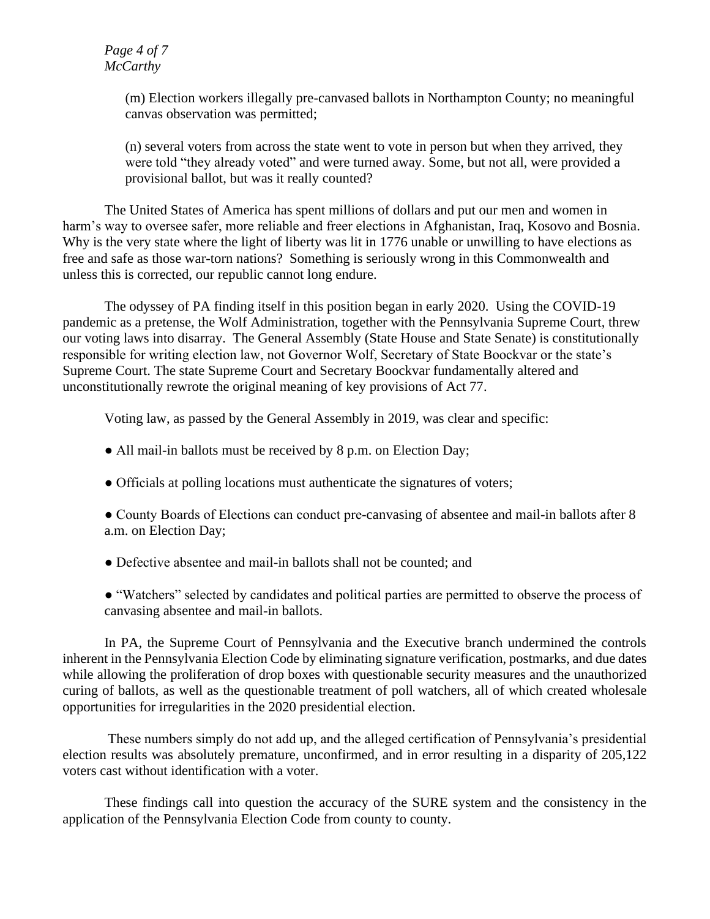(m) Election workers illegally pre-canvased ballots in Northampton County; no meaningful canvas observation was permitted;

(n) several voters from across the state went to vote in person but when they arrived, they were told "they already voted" and were turned away. Some, but not all, were provided a provisional ballot, but was it really counted?

The United States of America has spent millions of dollars and put our men and women in harm's way to oversee safer, more reliable and freer elections in Afghanistan, Iraq, Kosovo and Bosnia. Why is the very state where the light of liberty was lit in 1776 unable or unwilling to have elections as free and safe as those war-torn nations? Something is seriously wrong in this Commonwealth and unless this is corrected, our republic cannot long endure.

The odyssey of PA finding itself in this position began in early 2020. Using the COVID-19 pandemic as a pretense, the Wolf Administration, together with the Pennsylvania Supreme Court, threw our voting laws into disarray. The General Assembly (State House and State Senate) is constitutionally responsible for writing election law, not Governor Wolf, Secretary of State Boockvar or the state's Supreme Court. The state Supreme Court and Secretary Boockvar fundamentally altered and unconstitutionally rewrote the original meaning of key provisions of Act 77.

Voting law, as passed by the General Assembly in 2019, was clear and specific:

- All mail-in ballots must be received by 8 p.m. on Election Day;
- Officials at polling locations must authenticate the signatures of voters;
- County Boards of Elections can conduct pre-canvasing of absentee and mail-in ballots after 8 a.m. on Election Day;
- Defective absentee and mail-in ballots shall not be counted; and
- "Watchers" selected by candidates and political parties are permitted to observe the process of canvasing absentee and mail-in ballots.

In PA, the Supreme Court of Pennsylvania and the Executive branch undermined the controls inherent in the Pennsylvania Election Code by eliminating signature verification, postmarks, and due dates while allowing the proliferation of drop boxes with questionable security measures and the unauthorized curing of ballots, as well as the questionable treatment of poll watchers, all of which created wholesale opportunities for irregularities in the 2020 presidential election.

These numbers simply do not add up, and the alleged certification of Pennsylvania's presidential election results was absolutely premature, unconfirmed, and in error resulting in a disparity of 205,122 voters cast without identification with a voter.

These findings call into question the accuracy of the SURE system and the consistency in the application of the Pennsylvania Election Code from county to county.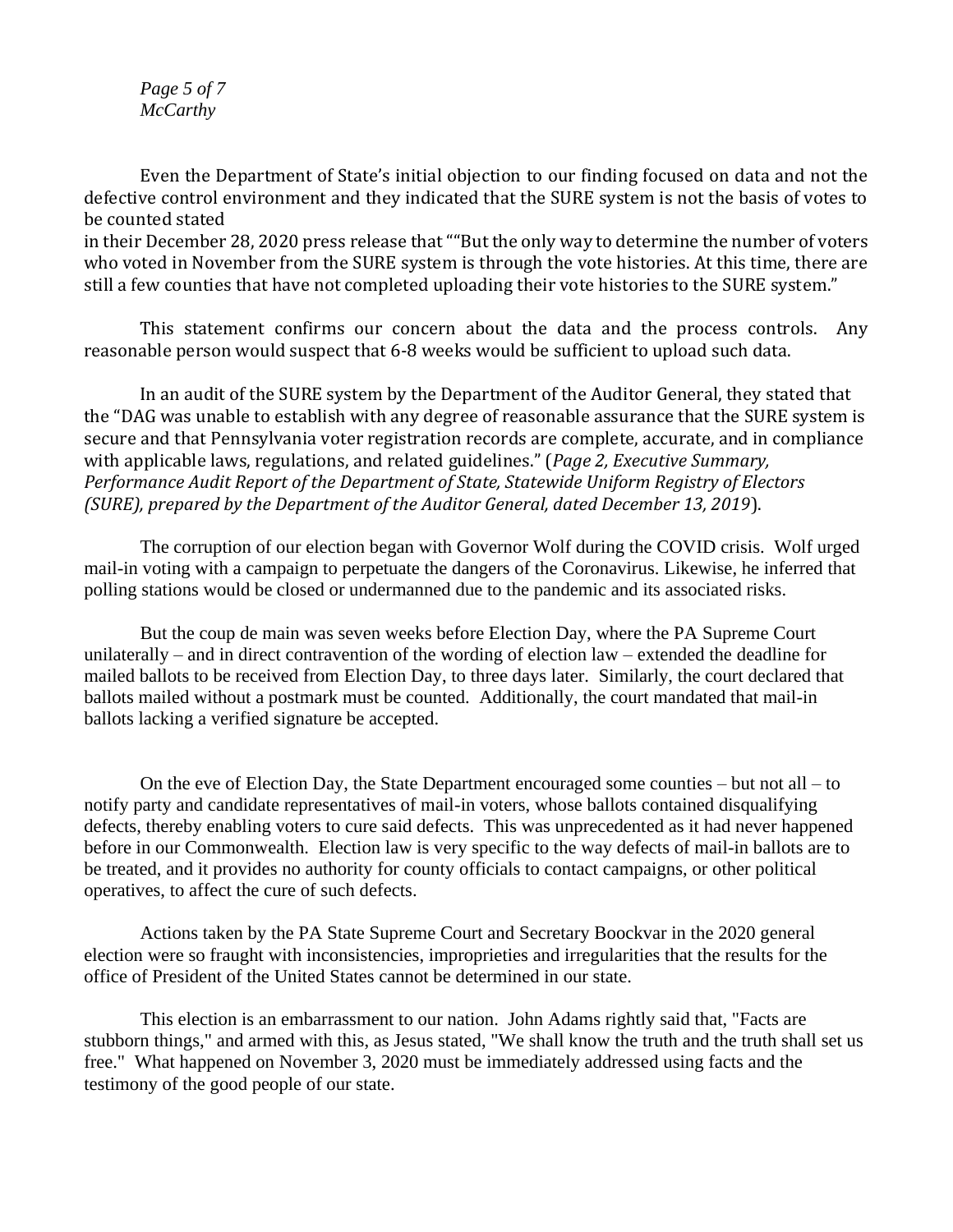Even the Department of State's initial objection to our finding focused on data and not the defective control environment and they indicated that the SURE system is not the basis of votes to be counted stated
in their December 28, 2020 press release that ""But the only way to determine the number of voters who voted in November from the SURE system is through the vote histories. At this time, there are still a few counties that have not completed uploading their vote histories to the SURE system."

This statement confirms our concern about the data and the process controls. Any reasonable person would suspect that 6-8 weeks would be sufficient to upload such data.

In an audit of the SURE system by the Department of the Auditor General, they stated that the "DAG was unable to establish with any degree of reasonable assurance that the SURE system is secure and that Pennsylvania voter registration records are complete, accurate, and in compliance with applicable laws, regulations, and related guidelines." (*Page 2, Executive Summary, Performance Audit Report of the Department of State, Statewide Uniform Registry of Electors (SURE), prepared by the Department of the Auditor General, dated December 13, 2019*).

The corruption of our election began with Governor Wolf during the COVID crisis. Wolf urged mail-in voting with a campaign to perpetuate the dangers of the Coronavirus. Likewise, he inferred that polling stations would be closed or undermanned due to the pandemic and its associated risks.

But the coup de main was seven weeks before Election Day, where the PA Supreme Court unilaterally – and in direct contravention of the wording of election law – extended the deadline for mailed ballots to be received from Election Day, to three days later. Similarly, the court declared that ballots mailed without a postmark must be counted. Additionally, the court mandated that mail-in ballots lacking a verified signature be accepted.

On the eve of Election Day, the State Department encouraged some counties – but not all – to notify party and candidate representatives of mail-in voters, whose ballots contained disqualifying defects, thereby enabling voters to cure said defects. This was unprecedented as it had never happened before in our Commonwealth. Election law is very specific to the way defects of mail-in ballots are to be treated, and it provides no authority for county officials to contact campaigns, or other political operatives, to affect the cure of such defects.

Actions taken by the PA State Supreme Court and Secretary Boockvar in the 2020 general election were so fraught with inconsistencies, improprieties and irregularities that the results for the office of President of the United States cannot be determined in our state.

This election is an embarrassment to our nation. John Adams rightly said that, "Facts are stubborn things," and armed with this, as Jesus stated, "We shall know the truth and the truth shall set us free." What happened on November 3, 2020 must be immediately addressed using facts and the testimony of the good people of our state.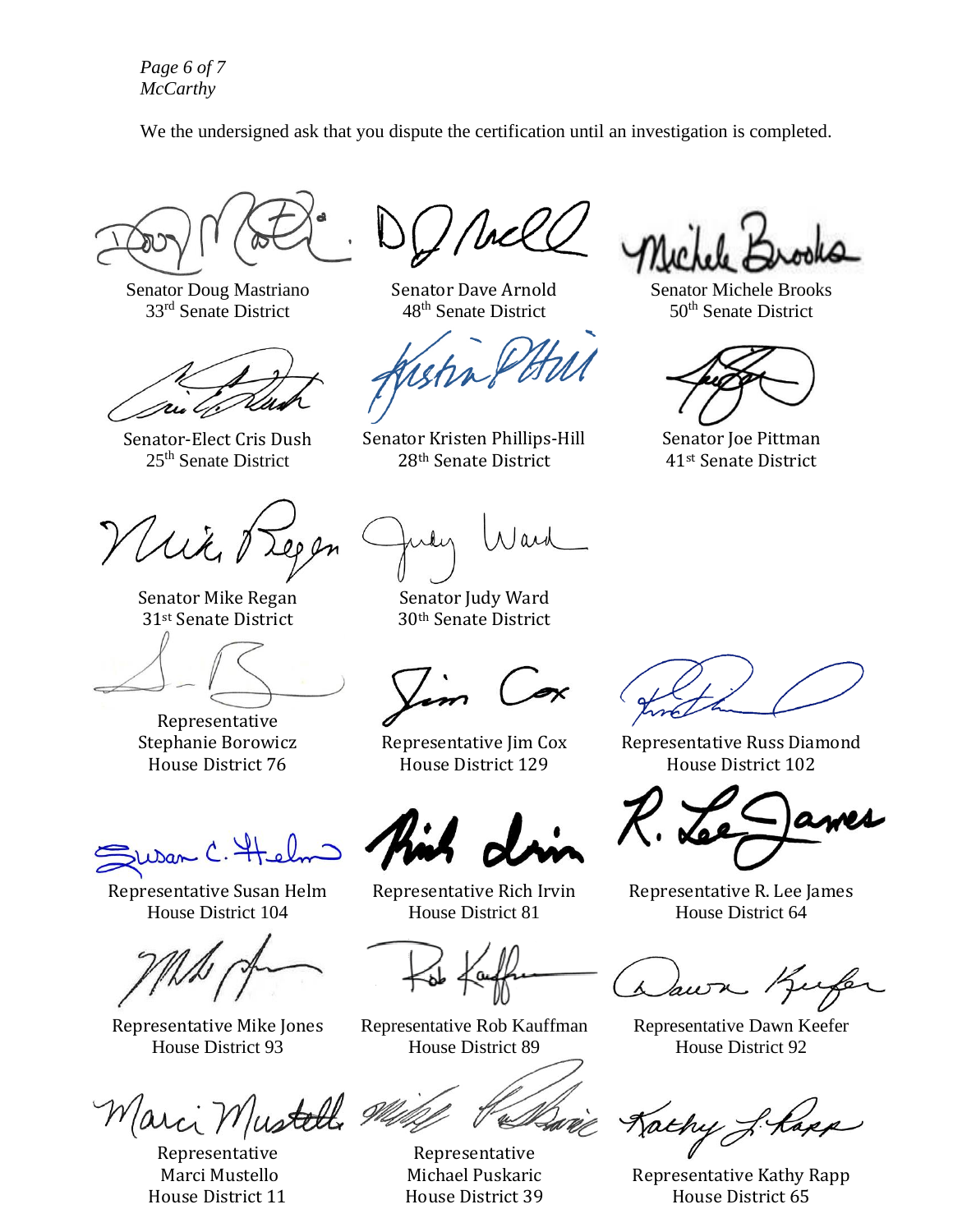We the undersigned ask that you dispute the certification until an investigation is completed.

Senator Doug Mastriano
33rd Senate District

Senator Dave Arnold
48th Senate District

Senator Michele Brooks
50th Senate District

Senator-Elect Cris Dush
25th Senate District

Senator Kristen Phillips-Hill
28th Senate District

Senator Joe Pittman
41st Senate District

Senator Mike Regan
31st Senate District

Senator Judy Ward
30th Senate District

Representative Stephanie Borowicz
House District 76

Representative Jim Cox
House District 129

Representative Russ Diamond
House District 102

Representative Susan Helm
House District 104

Representative Rich Irvin
House District 81

Representative R. Lee James
House District 64

Representative Mike Jones
House District 93

Representative Rob Kauffman
House District 89

Representative Dawn Keefer
House District 92

Representative Marci Mustello
House District 11

Representative Michael Puskaric
House District 39

Representative Kathy Rapp
House District 65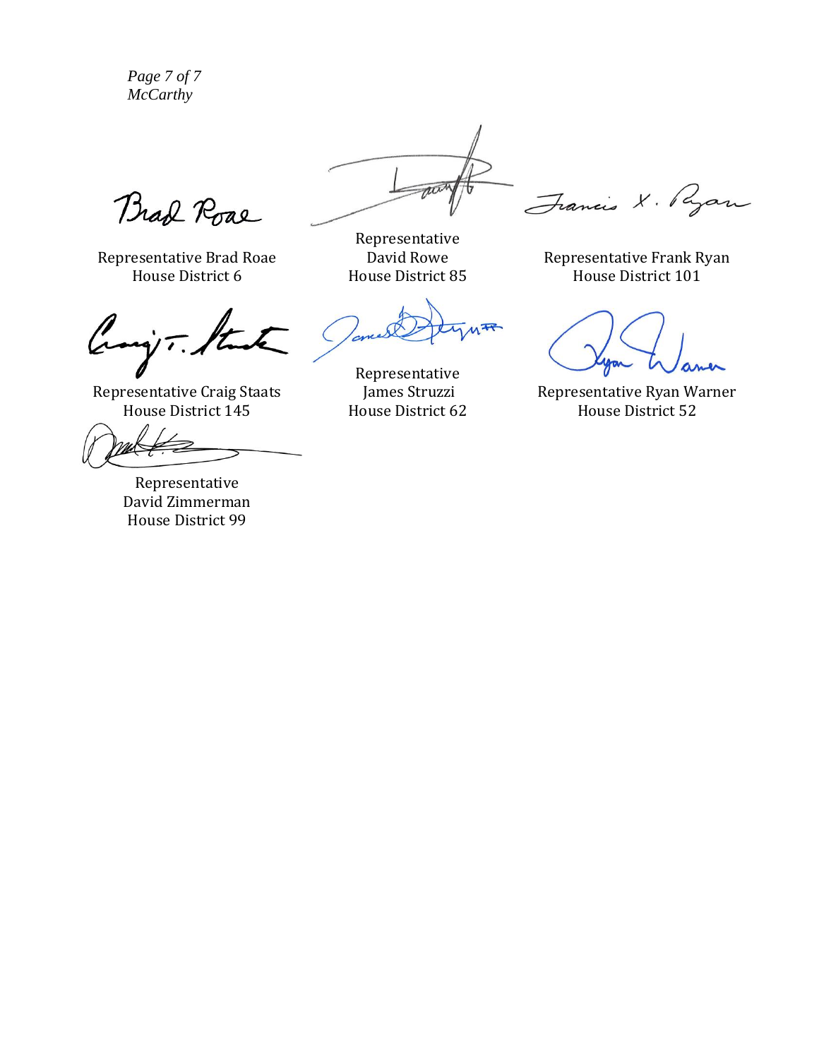Representative Brad Roae
House District 6

Representative
David Rowe
House District 85

Representative Frank Ryan
House District 101

Representative Craig Staats
House District 145

Representative
James Struzzi
House District 62

Representative Ryan Warner
House District 52

Representative
David Zimmerman
House District 99